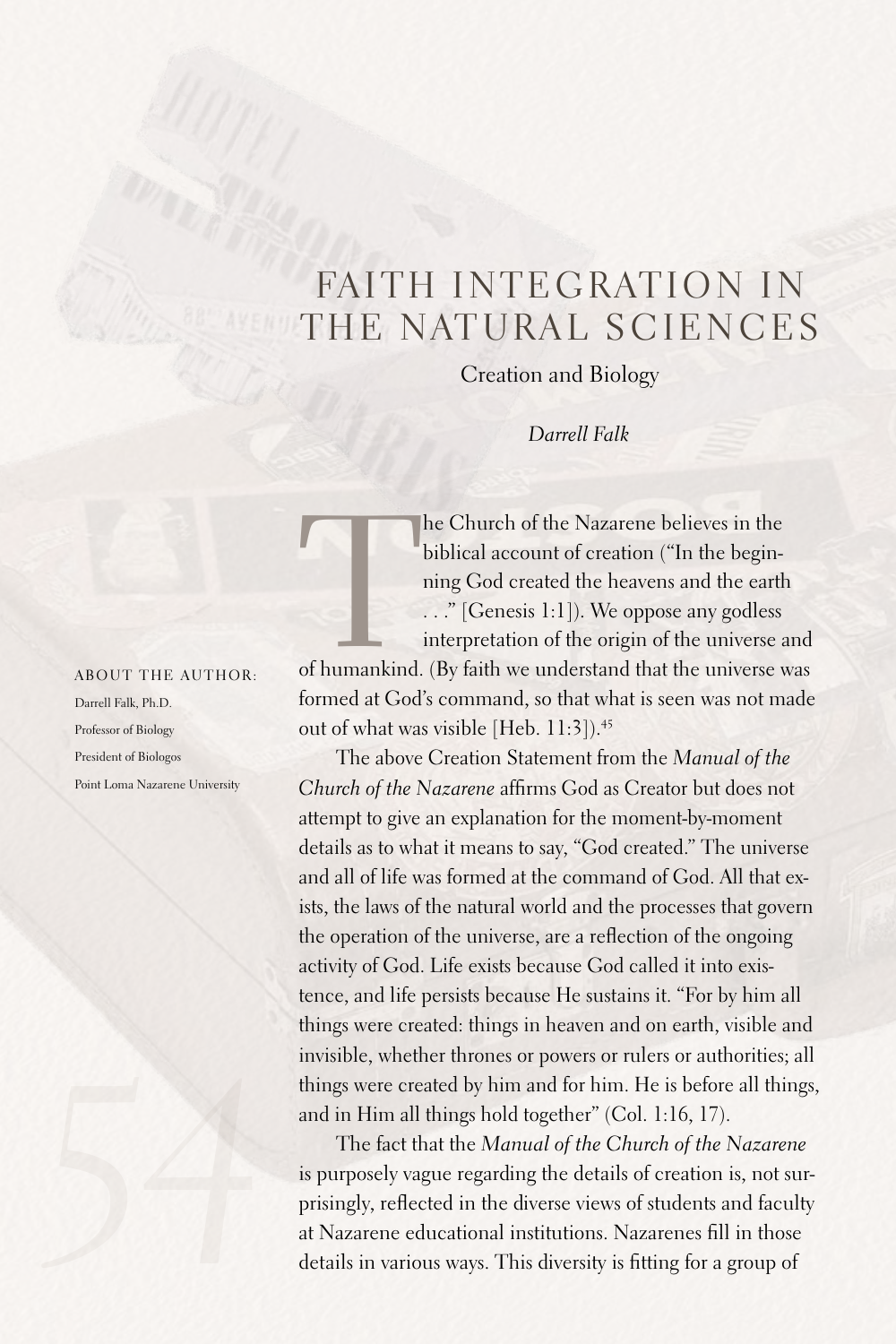# FAITH INTEGRATION IN THE NATURAL SCIENCES

## Creation and Biology

*Darrell Falk*

ABOUT THE AUTHOR:

Darrell Falk, Ph.D.

Professor of Biology

President of Biologos

Point Loma Nazarene University

The Church of the Nazarene believes in the biblical account of creation ("In the beginning God created the heavens and the earth . . ." [Genesis 1:1]). We oppose any godless interpretation of the origin of the universe and of humankind. (By faith we understand that the universe was formed at God's command, so that what is seen was not made out of what was visible [Heb. 11:3]).[45]

The above Creation Statement from the *Manual of the Church of the Nazarene* affirms God as Creator but does not attempt to give an explanation for the moment-by-moment details as to what it means to say, "God created." The universe and all of life was formed at the command of God. All that exists, the laws of the natural world and the processes that govern the operation of the universe, are a reflection of the ongoing activity of God. Life exists because God called it into existence, and life persists because He sustains it. "For by him all things were created: things in heaven and on earth, visible and invisible, whether thrones or powers or rulers or authorities; all things were created by him and for him. He is before all things, and in Him all things hold together" (Col. 1:16, 17).

The fact that the *Manual of the Church of the Nazarene* is purposely vague regarding the details of creation is, not surprisingly, reflected in the diverse views of students and faculty at Nazarene educational institutions. Nazarenes fill in those details in various ways. This diversity is fitting for a group of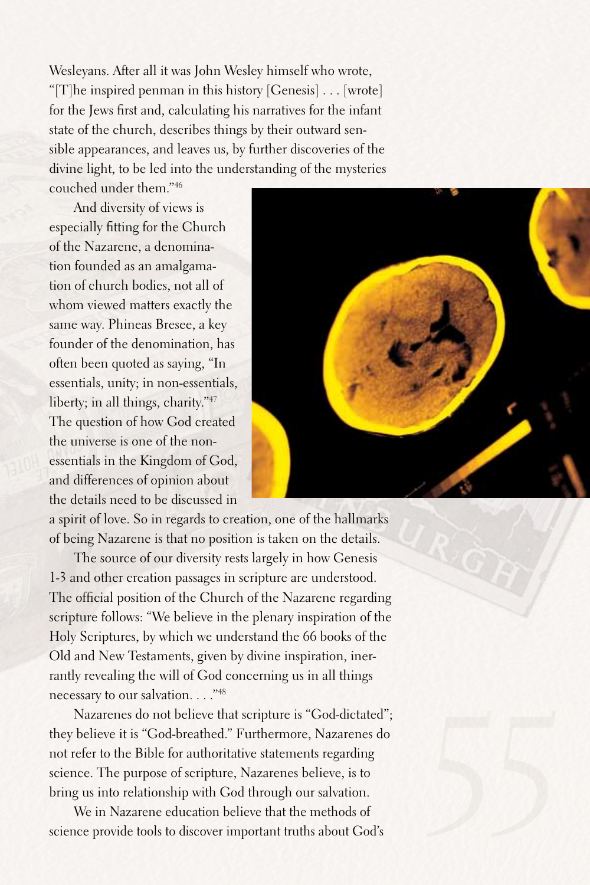Wesleyans. After all it was John Wesley himself who wrote, "[T]he inspired penman in this history [Genesis] . . . [wrote] for the Jews first and, calculating his narratives for the infant state of the church, describes things by their outward sensible appearances, and leaves us, by further discoveries of the divine light, to be led into the understanding of the mysteries couched under them."[46]

And diversity of views is especially fitting for the Church of the Nazarene, a denomination founded as an amalgamation of church bodies, not all of whom viewed matters exactly the same way. Phineas Bresee, a key founder of the denomination, has often been quoted as saying, "In essentials, unity; in non-essentials, liberty; in all things, charity."[47] The question of how God created the universe is one of the non-essentials in the Kingdom of God, and differences of opinion about the details need to be discussed in a spirit of love. So in regards to creation, one of the hallmarks of being Nazarene is that no position is taken on the details.

The source of our diversity rests largely in how Genesis 1-3 and other creation passages in scripture are understood. The official position of the Church of the Nazarene regarding scripture follows: "We believe in the plenary inspiration of the Holy Scriptures, by which we understand the 66 books of the Old and New Testaments, given by divine inspiration, inerrantly revealing the will of God concerning us in all things necessary to our salvation. . . ."[48]

Nazarenes do not believe that scripture is "God-dictated"; they believe it is "God-breathed." Furthermore, Nazarenes do not refer to the Bible for authoritative statements regarding science. The purpose of scripture, Nazarenes believe, is to bring us into relationship with God through our salvation.

We in Nazarene education believe that the methods of science provide tools to discover important truths about God's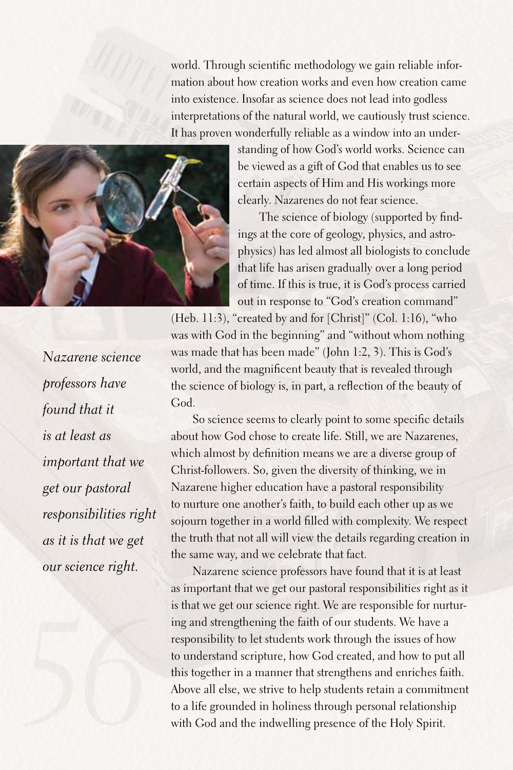world. Through scientific methodology we gain reliable information about how creation works and even how creation came into existence. Insofar as science does not lead into godless interpretations of the natural world, we cautiously trust science. It has proven wonderfully reliable as a window into an understanding of how God's world works. Science can be viewed as a gift of God that enables us to see certain aspects of Him and His workings more clearly. Nazarenes do not fear science.

The science of biology (supported by findings at the core of geology, physics, and astrophysics) has led almost all biologists to conclude that life has arisen gradually over a long period of time. If this is true, it is God's process carried out in response to "God's creation command" (Heb. 11:3), "created by and for [Christ]" (Col. 1:16), "who was with God in the beginning" and "without whom nothing was made that has been made" (John 1:2, 3). This is God's world, and the magnificent beauty that is revealed through the science of biology is, in part, a reflection of the beauty of God.

*Nazarene science professors have found that it is at least as important that we get our pastoral responsibilities right as it is that we get our science right.*

So science seems to clearly point to some specific details about how God chose to create life. Still, we are Nazarenes, which almost by definition means we are a diverse group of Christ-followers. So, given the diversity of thinking, we in Nazarene higher education have a pastoral responsibility to nurture one another's faith, to build each other up as we sojourn together in a world filled with complexity. We respect the truth that not all will view the details regarding creation in the same way, and we celebrate that fact.

Nazarene science professors have found that it is at least as important that we get our pastoral responsibilities right as it is that we get our science right. We are responsible for nurturing and strengthening the faith of our students. We have a responsibility to let students work through the issues of how to understand scripture, how God created, and how to put all this together in a manner that strengthens and enriches faith. Above all else, we strive to help students retain a commitment to a life grounded in holiness through personal relationship with God and the indwelling presence of the Holy Spirit.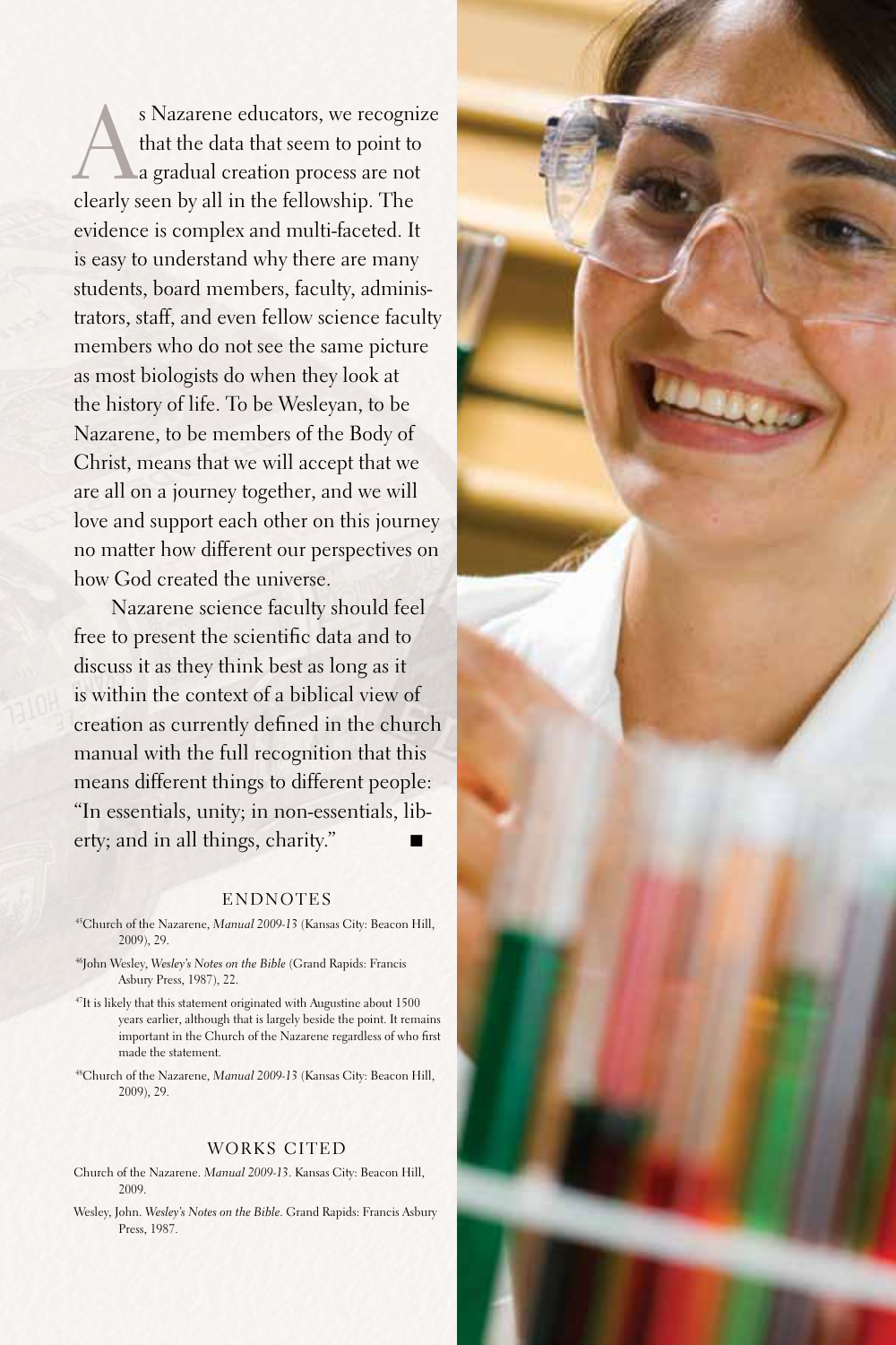As Nazarene educators, we recognize that the data that seem to point to a gradual creation process are not clearly seen by all in the fellowship. The evidence is complex and multi-faceted. It is easy to understand why there are many students, board members, faculty, administrators, staff, and even fellow science faculty members who do not see the same picture as most biologists do when they look at the history of life. To be Wesleyan, to be Nazarene, to be members of the Body of Christ, means that we will accept that we are all on a journey together, and we will love and support each other on this journey no matter how different our perspectives on how God created the universe.

Nazarene science faculty should feel free to present the scientific data and to discuss it as they think best as long as it is within the context of a biblical view of creation as currently defined in the church manual with the full recognition that this means different things to different people: "In essentials, unity; in non-essentials, liberty; and in all things, charity." ■

## ENDNOTES

[45]Church of the Nazarene, *Manual 2009-13* (Kansas City: Beacon Hill, 2009), 29.

[46]John Wesley, *Wesley's Notes on the Bible* (Grand Rapids: Francis Asbury Press, 1987), 22.

[47]It is likely that this statement originated with Augustine about 1500 years earlier, although that is largely beside the point. It remains important in the Church of the Nazarene regardless of who first made the statement.

[48]Church of the Nazarene, *Manual 2009-13* (Kansas City: Beacon Hill, 2009), 29.

## WORKS CITED

Church of the Nazarene. *Manual 2009-13*. Kansas City: Beacon Hill, 2009.

Wesley, John. *Wesley's Notes on the Bible.* Grand Rapids: Francis Asbury Press, 1987.